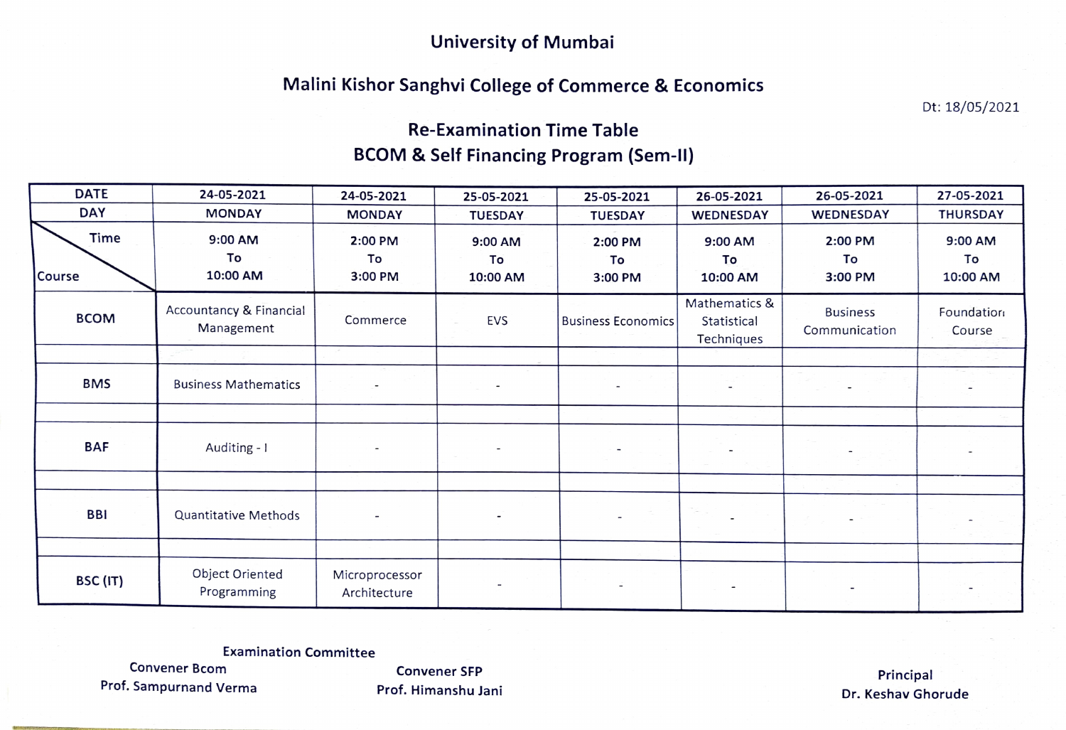# University of Mumbai

## Malini Kishor Sanghvi College of Commerce & Economics

Dt: 18/05/2021

### Re-Examination Time Table

### BCOM & Self Financing Program (Sem-II)

| DATE | 24-05-2021 | 24-05-2021 | 25-05-2021 | 25-05-2021 | 26-05-2021 | 26-05-2021 | 27-05-2021 |
|---|---|---|---|---|---|---|---|
| DAY | MONDAY | MONDAY | TUESDAY | TUESDAY | WEDNESDAY | WEDNESDAY | THURSDAY |
| Time / Course | 9:00 AM To 10:00 AM | 2:00 PM To 3:00 PM | 9:00 AM To 10:00 AM | 2:00 PM To 3:00 PM | 9:00 AM To 10:00 AM | 2:00 PM To 3:00 PM | 9:00 AM To 10:00 AM |
| BCOM | Accountancy & Financial Management | Commerce | EVS | Business Economics | Mathematics & Statistical Techniques | Business Communication | Foundation Course |
| BMS | Business Mathematics | - | - | - | - | - | - |
| BAF | Auditing - I | - | - | - | - | - | - |
| BBI | Quantitative Methods | - | - | - | - | - | - |
| BSC (IT) | Object Oriented Programming | Microprocessor Architecture | - | - | - | - | - |

**Examination Committee**

**Convener Bcom**
**Prof. Sampurnand Verma**

**Convener SFP**
**Prof. Himanshu Jani**

**Principal**
**Dr. Keshav Ghorude**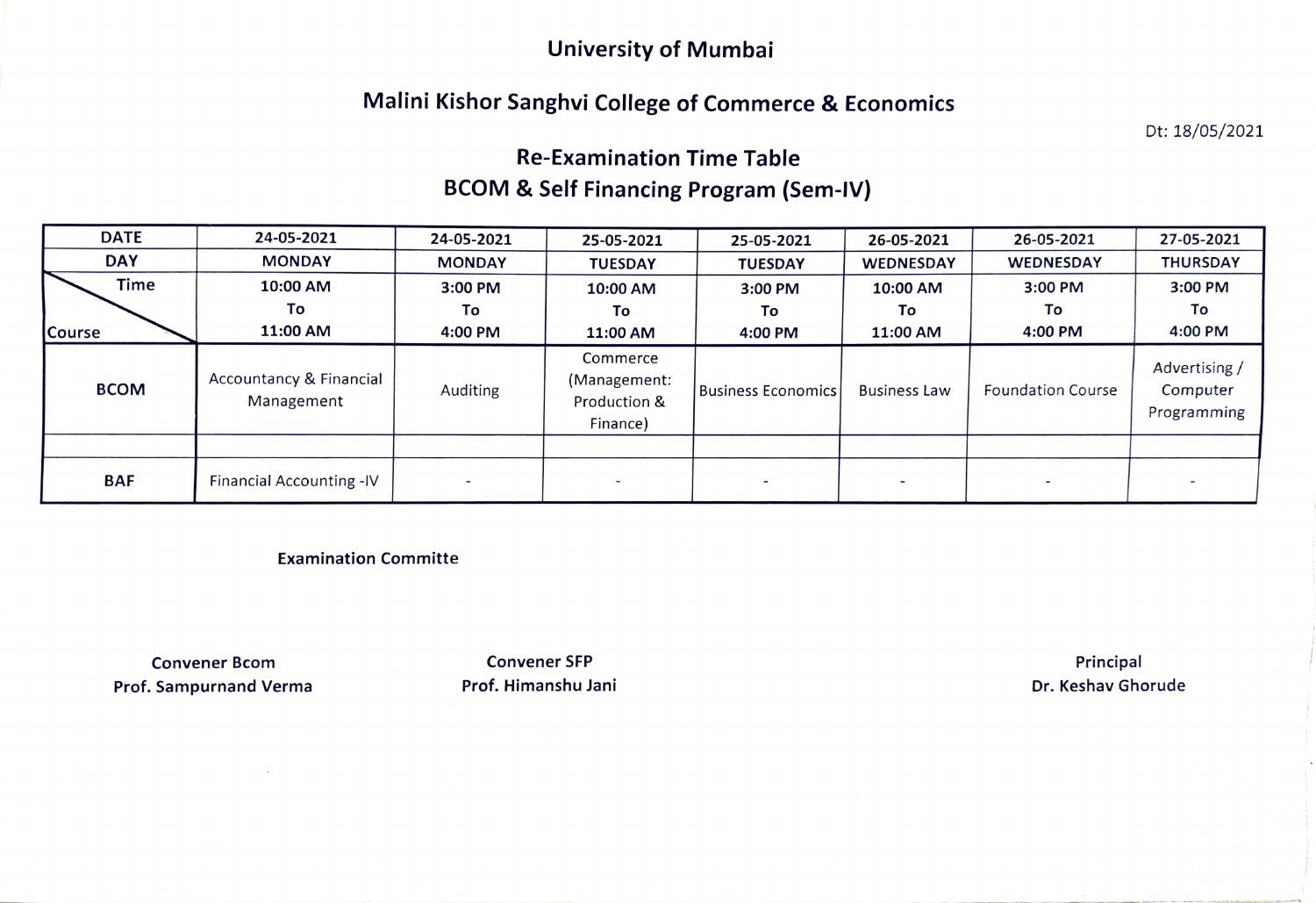# University of Mumbai

## Malini Kishor Sanghvi College of Commerce & Economics

Dt: 18/05/2021

### Re-Examination Time Table
### BCOM & Self Financing Program (Sem-IV)

| DATE | 24-05-2021 | 24-05-2021 | 25-05-2021 | 25-05-2021 | 26-05-2021 | 26-05-2021 | 27-05-2021 |
|---|---|---|---|---|---|---|---|
| DAY | MONDAY | MONDAY | TUESDAY | TUESDAY | WEDNESDAY | WEDNESDAY | THURSDAY |
| Time / Course | 10:00 AM To 11:00 AM | 3:00 PM To 4:00 PM | 10:00 AM To 11:00 AM | 3:00 PM To 4:00 PM | 10:00 AM To 11:00 AM | 3:00 PM To 4:00 PM | 3:00 PM To 4:00 PM |
| BCOM | Accountancy & Financial Management | Auditing | Commerce (Management: Production & Finance) | Business Economics | Business Law | Foundation Course | Advertising / Computer Programming |
| | | | | | | | |
| BAF | Financial Accounting -IV | - | - | - | - | - | - |

**Examination Committe**

**Convener Bcom**
**Prof. Sampurnand Verma**

**Convener SFP**
**Prof. Himanshu Jani**

**Principal**
**Dr. Keshav Ghorude**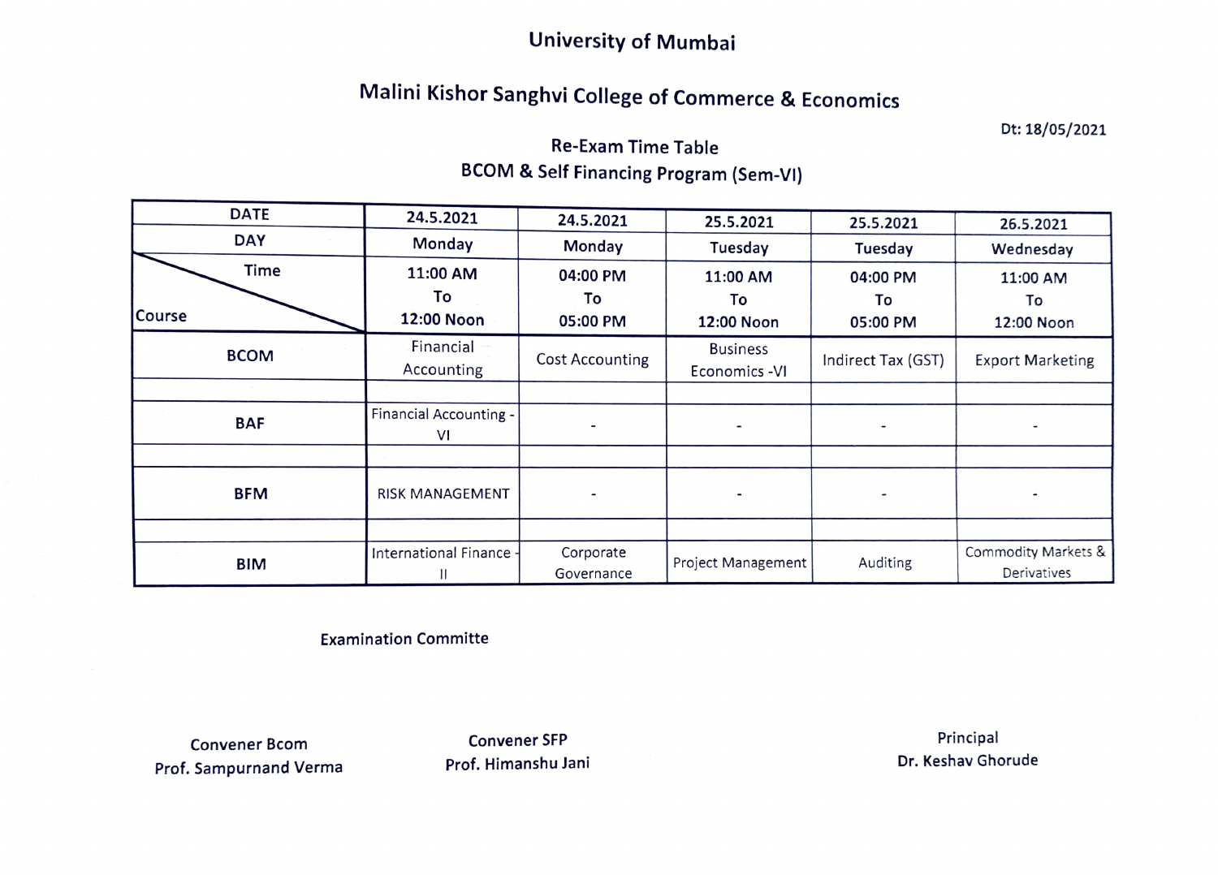# University of Mumbai

## Malini Kishor Sanghvi College of Commerce & Economics

Dt: 18/05/2021

### Re-Exam Time Table

### BCOM & Self Financing Program (Sem-VI)

| DATE | 24.5.2021 | 24.5.2021 | 25.5.2021 | 25.5.2021 | 26.5.2021 |
|---|---|---|---|---|---|
| DAY | Monday | Monday | Tuesday | Tuesday | Wednesday |
| Time / Course | 11:00 AM To 12:00 Noon | 04:00 PM To 05:00 PM | 11:00 AM To 12:00 Noon | 04:00 PM To 05:00 PM | 11:00 AM To 12:00 Noon |
| BCOM | Financial Accounting | Cost Accounting | Business Economics -VI | Indirect Tax (GST) | Export Marketing |
| | | | | | |
| BAF | Financial Accounting - VI | - | - | - | - |
| | | | | | |
| BFM | RISK MANAGEMENT | - | - | - | - |
| | | | | | |
| BIM | International Finance - II | Corporate Governance | Project Management | Auditing | Commodity Markets & Derivatives |

**Examination Committe**

**Convener Bcom**
**Prof. Sampurnand Verma**

**Convener SFP**
**Prof. Himanshu Jani**

**Principal**
**Dr. Keshav Ghorude**